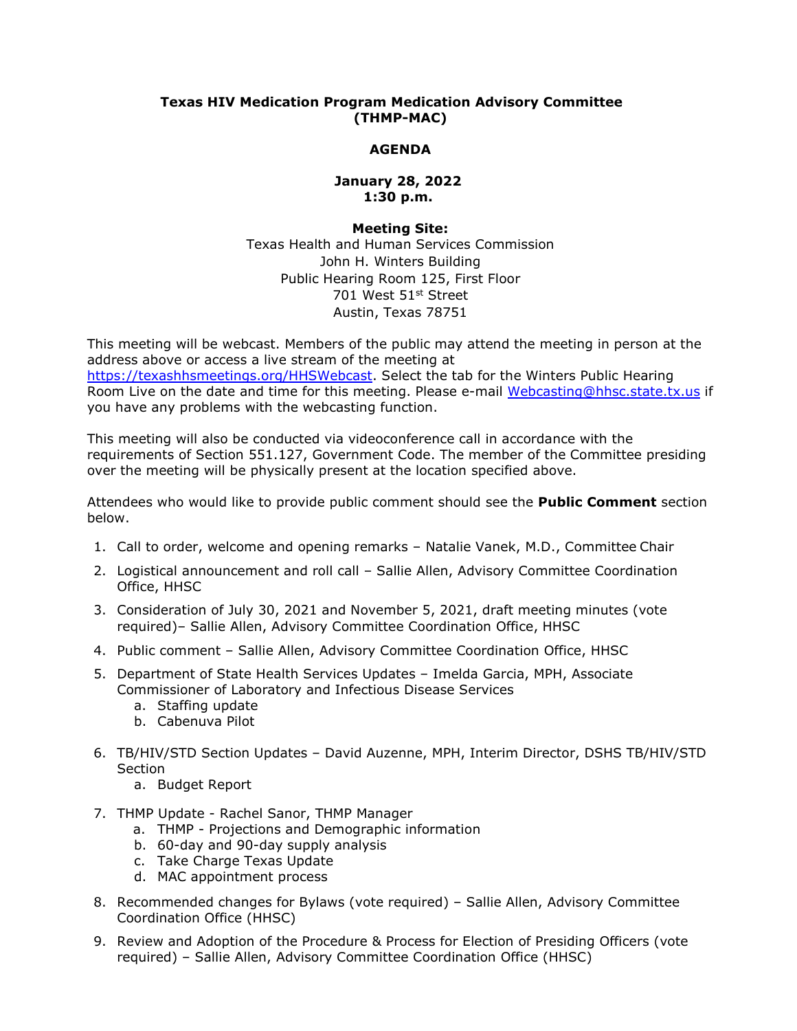**Texas HIV Medication Program Medication Advisory Committee (THMP-MAC)**

**AGENDA**

**January 28, 2022**
**1:30 p.m.**

**Meeting Site:**
Texas Health and Human Services Commission
John H. Winters Building
Public Hearing Room 125, First Floor
701 West 51st Street
Austin, Texas 78751

This meeting will be webcast. Members of the public may attend the meeting in person at the address above or access a live stream of the meeting at https://texashhsmeetings.org/HHSWebcast. Select the tab for the Winters Public Hearing Room Live on the date and time for this meeting. Please e-mail Webcasting@hhsc.state.tx.us if you have any problems with the webcasting function.

This meeting will also be conducted via videoconference call in accordance with the requirements of Section 551.127, Government Code. The member of the Committee presiding over the meeting will be physically present at the location specified above.

Attendees who would like to provide public comment should see the **Public Comment** section below.

1. Call to order, welcome and opening remarks – Natalie Vanek, M.D., Committee Chair
2. Logistical announcement and roll call – Sallie Allen, Advisory Committee Coordination Office, HHSC
3. Consideration of July 30, 2021 and November 5, 2021, draft meeting minutes (vote required)– Sallie Allen, Advisory Committee Coordination Office, HHSC
4. Public comment – Sallie Allen, Advisory Committee Coordination Office, HHSC
5. Department of State Health Services Updates – Imelda Garcia, MPH, Associate Commissioner of Laboratory and Infectious Disease Services
   a. Staffing update
   b. Cabenuva Pilot
6. TB/HIV/STD Section Updates – David Auzenne, MPH, Interim Director, DSHS TB/HIV/STD Section
   a. Budget Report
7. THMP Update - Rachel Sanor, THMP Manager
   a. THMP - Projections and Demographic information
   b. 60-day and 90-day supply analysis
   c. Take Charge Texas Update
   d. MAC appointment process
8. Recommended changes for Bylaws (vote required) – Sallie Allen, Advisory Committee Coordination Office (HHSC)
9. Review and Adoption of the Procedure & Process for Election of Presiding Officers (vote required) – Sallie Allen, Advisory Committee Coordination Office (HHSC)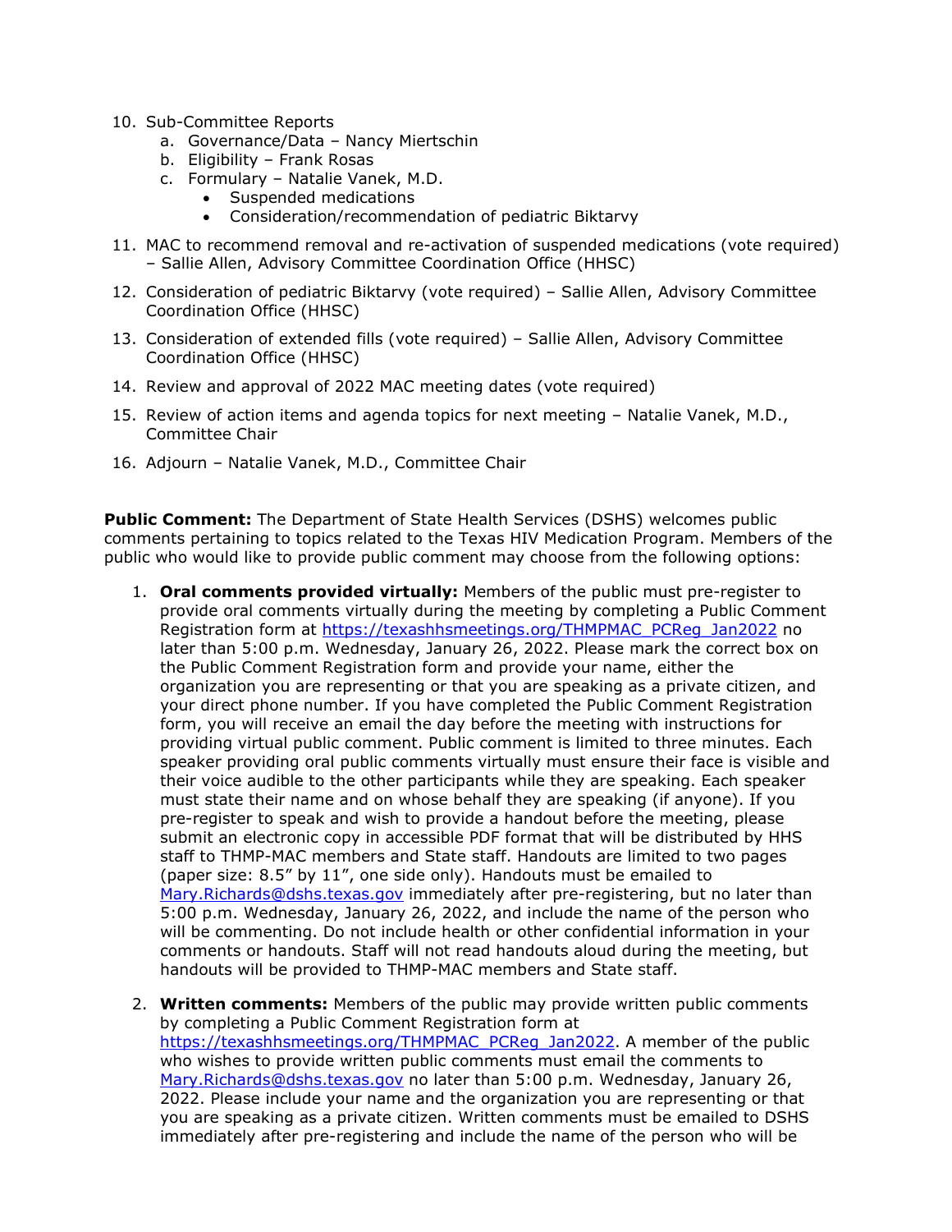10. Sub-Committee Reports
    a. Governance/Data – Nancy Miertschin
    b. Eligibility – Frank Rosas
    c. Formulary – Natalie Vanek, M.D.
        - Suspended medications
        - Consideration/recommendation of pediatric Biktarvy
11. MAC to recommend removal and re-activation of suspended medications (vote required) – Sallie Allen, Advisory Committee Coordination Office (HHSC)
12. Consideration of pediatric Biktarvy (vote required) – Sallie Allen, Advisory Committee Coordination Office (HHSC)
13. Consideration of extended fills (vote required) – Sallie Allen, Advisory Committee Coordination Office (HHSC)
14. Review and approval of 2022 MAC meeting dates (vote required)
15. Review of action items and agenda topics for next meeting – Natalie Vanek, M.D., Committee Chair
16. Adjourn – Natalie Vanek, M.D., Committee Chair

**Public Comment:** The Department of State Health Services (DSHS) welcomes public comments pertaining to topics related to the Texas HIV Medication Program. Members of the public who would like to provide public comment may choose from the following options:

1. **Oral comments provided virtually:** Members of the public must pre-register to provide oral comments virtually during the meeting by completing a Public Comment Registration form at https://texashhsmeetings.org/THMPMAC_PCReg_Jan2022 no later than 5:00 p.m. Wednesday, January 26, 2022. Please mark the correct box on the Public Comment Registration form and provide your name, either the organization you are representing or that you are speaking as a private citizen, and your direct phone number. If you have completed the Public Comment Registration form, you will receive an email the day before the meeting with instructions for providing virtual public comment. Public comment is limited to three minutes. Each speaker providing oral public comments virtually must ensure their face is visible and their voice audible to the other participants while they are speaking. Each speaker must state their name and on whose behalf they are speaking (if anyone). If you pre-register to speak and wish to provide a handout before the meeting, please submit an electronic copy in accessible PDF format that will be distributed by HHS staff to THMP-MAC members and State staff. Handouts are limited to two pages (paper size: 8.5" by 11", one side only). Handouts must be emailed to Mary.Richards@dshs.texas.gov immediately after pre-registering, but no later than 5:00 p.m. Wednesday, January 26, 2022, and include the name of the person who will be commenting. Do not include health or other confidential information in your comments or handouts. Staff will not read handouts aloud during the meeting, but handouts will be provided to THMP-MAC members and State staff.

2. **Written comments:** Members of the public may provide written public comments by completing a Public Comment Registration form at https://texashhsmeetings.org/THMPMAC_PCReg_Jan2022. A member of the public who wishes to provide written public comments must email the comments to Mary.Richards@dshs.texas.gov no later than 5:00 p.m. Wednesday, January 26, 2022. Please include your name and the organization you are representing or that you are speaking as a private citizen. Written comments must be emailed to DSHS immediately after pre-registering and include the name of the person who will be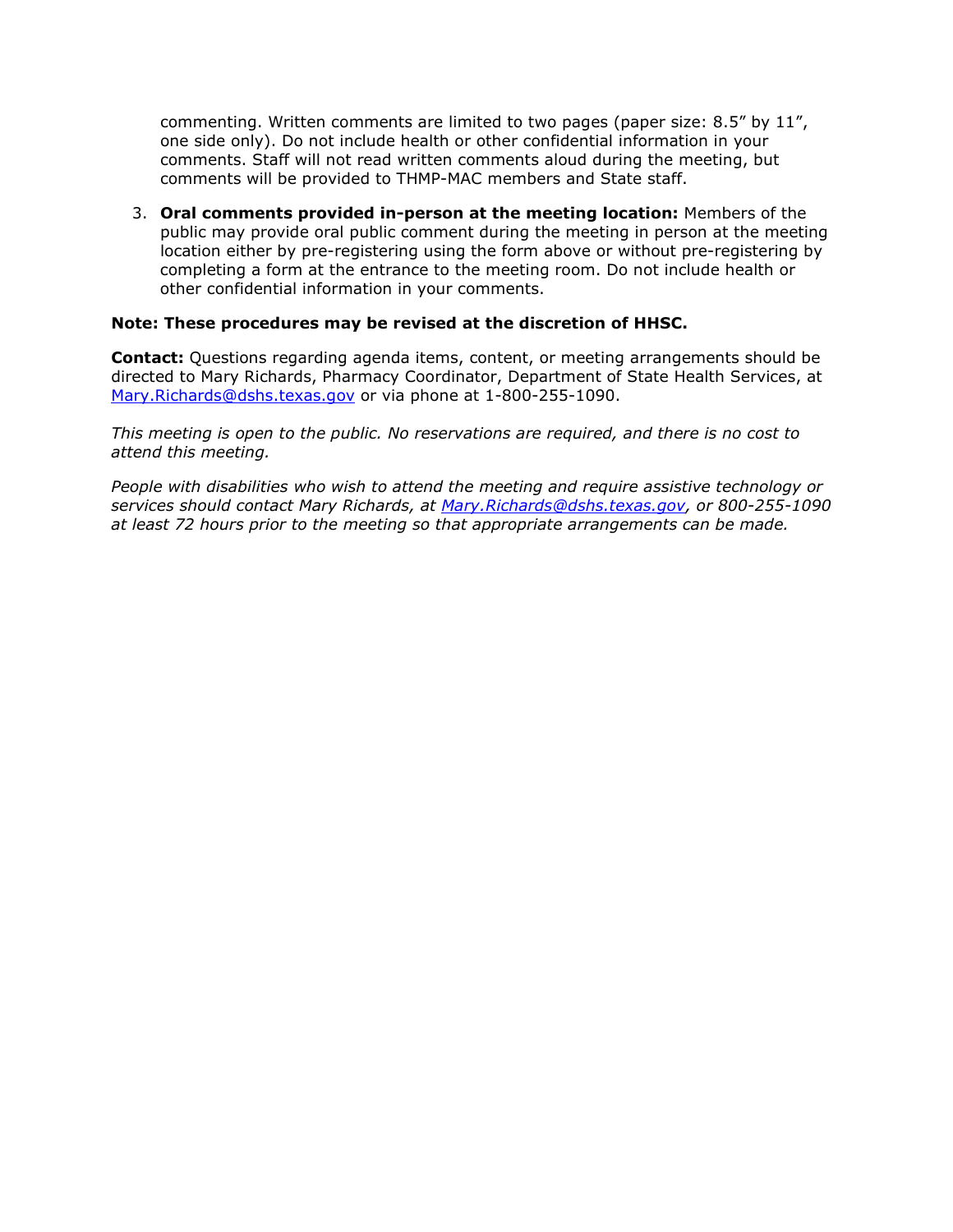commenting. Written comments are limited to two pages (paper size: 8.5" by 11", one side only). Do not include health or other confidential information in your comments. Staff will not read written comments aloud during the meeting, but comments will be provided to THMP-MAC members and State staff.

3. **Oral comments provided in-person at the meeting location:** Members of the public may provide oral public comment during the meeting in person at the meeting location either by pre-registering using the form above or without pre-registering by completing a form at the entrance to the meeting room. Do not include health or other confidential information in your comments.

**Note: These procedures may be revised at the discretion of HHSC.**

**Contact:** Questions regarding agenda items, content, or meeting arrangements should be directed to Mary Richards, Pharmacy Coordinator, Department of State Health Services, at Mary.Richards@dshs.texas.gov or via phone at 1-800-255-1090.

*This meeting is open to the public. No reservations are required, and there is no cost to attend this meeting.*

*People with disabilities who wish to attend the meeting and require assistive technology or services should contact Mary Richards, at Mary.Richards@dshs.texas.gov, or 800-255-1090 at least 72 hours prior to the meeting so that appropriate arrangements can be made.*